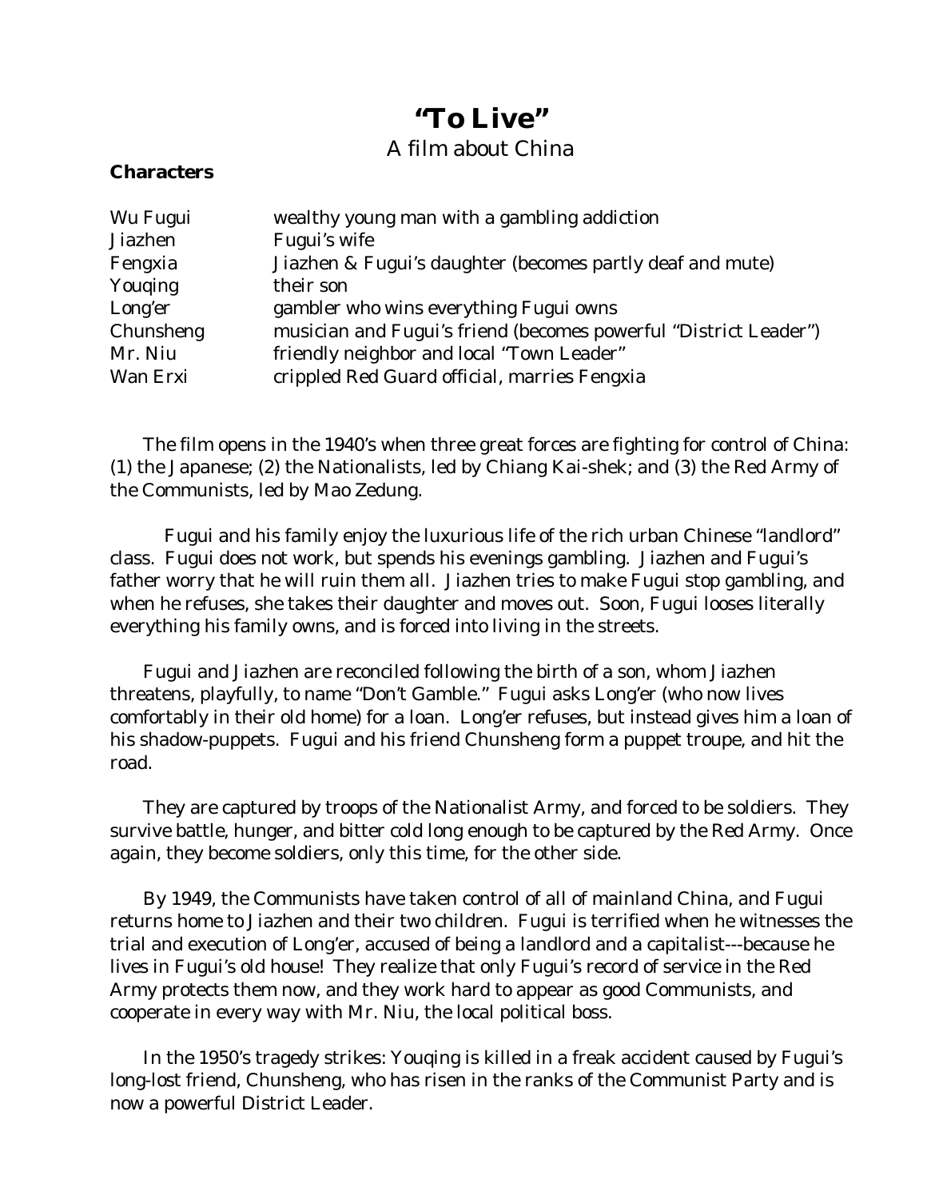# "To Live"

A film about China

**Characters**

| | |
|---|---|
| Wu Fugui | wealthy young man with a gambling addiction |
| Jiazhen | Fugui's wife |
| Fengxia | Jiazhen & Fugui's daughter (becomes partly deaf and mute) |
| Youqing | their son |
| Long'er | gambler who wins everything Fugui owns |
| Chunsheng | musician and Fugui's friend (becomes powerful "District Leader") |
| Mr. Niu | friendly neighbor and local "Town Leader" |
| Wan Erxi | crippled Red Guard official, marries Fengxia |

The film opens in the 1940's when three great forces are fighting for control of China: (1) the Japanese; (2) the Nationalists, led by Chiang Kai-shek; and (3) the Red Army of the Communists, led by Mao Zedung.

Fugui and his family enjoy the luxurious life of the rich urban Chinese "landlord" class. Fugui does not work, but spends his evenings gambling. Jiazhen and Fugui's father worry that he will ruin them all. Jiazhen tries to make Fugui stop gambling, and when he refuses, she takes their daughter and moves out. Soon, Fugui looses literally everything his family owns, and is forced into living in the streets.

Fugui and Jiazhen are reconciled following the birth of a son, whom Jiazhen threatens, playfully, to name "Don't Gamble." Fugui asks Long'er (who now lives comfortably in their old home) for a loan. Long'er refuses, but instead gives him a loan of his shadow-puppets. Fugui and his friend Chunsheng form a puppet troupe, and hit the road.

They are captured by troops of the Nationalist Army, and forced to be soldiers. They survive battle, hunger, and bitter cold long enough to be captured by the Red Army. Once again, they become soldiers, only this time, for the other side.

By 1949, the Communists have taken control of all of mainland China, and Fugui returns home to Jiazhen and their two children. Fugui is terrified when he witnesses the trial and execution of Long'er, accused of being a landlord and a capitalist---because he lives in Fugui's old house! They realize that only Fugui's record of service in the Red Army protects them now, and they work hard to appear as good Communists, and cooperate in every way with Mr. Niu, the local political boss.

In the 1950's tragedy strikes: Youqing is killed in a freak accident caused by Fugui's long-lost friend, Chunsheng, who has risen in the ranks of the Communist Party and is now a powerful District Leader.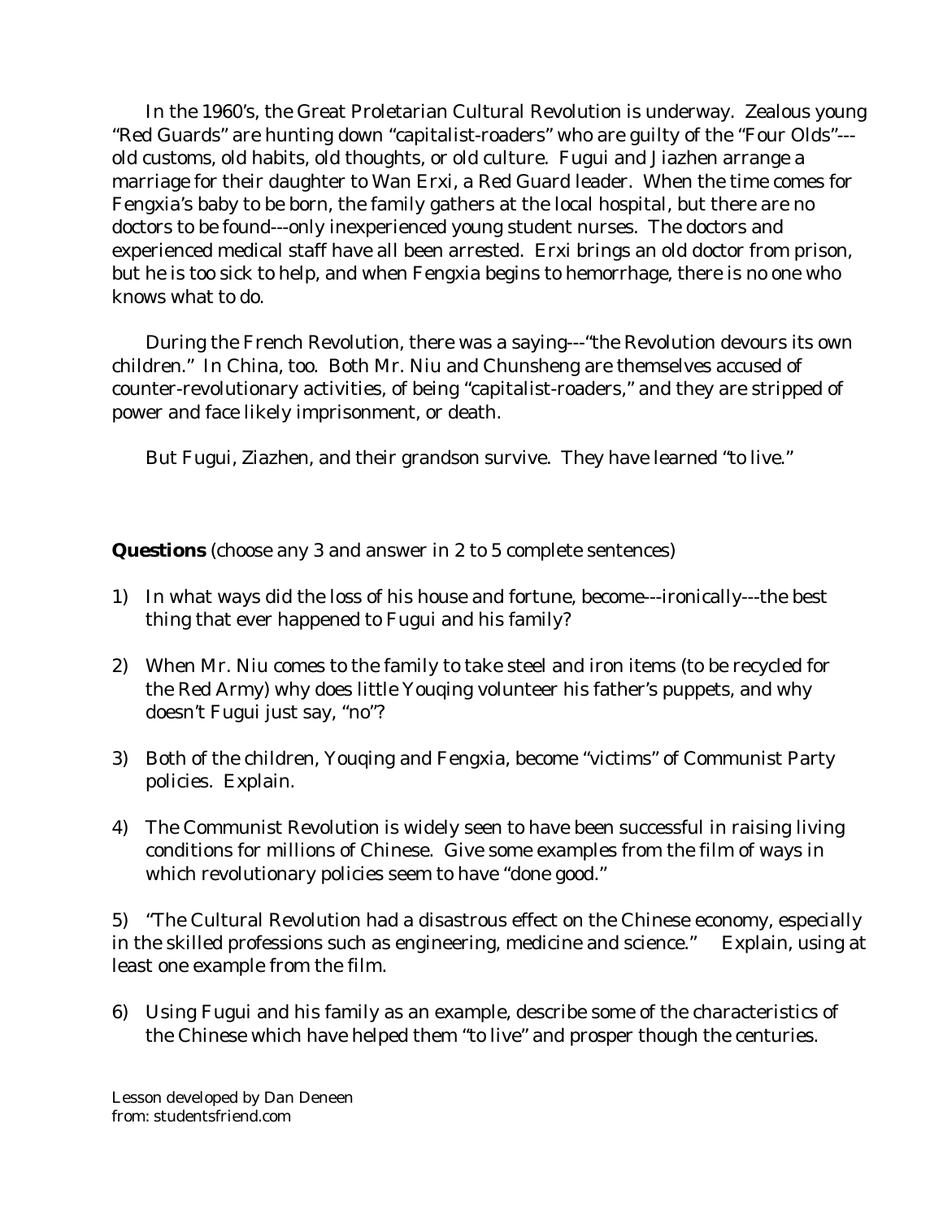In the 1960's, the Great Proletarian Cultural Revolution is underway. Zealous young "Red Guards" are hunting down "capitalist-roaders" who are guilty of the "Four Olds"---old customs, old habits, old thoughts, or old culture. Fugui and Jiazhen arrange a marriage for their daughter to Wan Erxi, a Red Guard leader. When the time comes for Fengxia's baby to be born, the family gathers at the local hospital, but there are no doctors to be found---only inexperienced young student nurses. The doctors and experienced medical staff have all been arrested. Erxi brings an old doctor from prison, but he is too sick to help, and when Fengxia begins to hemorrhage, there is no one who knows what to do.

During the French Revolution, there was a saying---"the Revolution devours its own children." In China, too. Both Mr. Niu and Chunsheng are themselves accused of counter-revolutionary activities, of being "capitalist-roaders," and they are stripped of power and face likely imprisonment, or death.

But Fugui, Ziazhen, and their grandson survive. They have learned "to live."

**Questions** (choose any 3 and answer in 2 to 5 complete sentences)

1) In what ways did the loss of his house and fortune, become---ironically---the best thing that ever happened to Fugui and his family?

2) When Mr. Niu comes to the family to take steel and iron items (to be recycled for the Red Army) why does little Youqing volunteer his father's puppets, and why doesn't Fugui just say, "no"?

3) Both of the children, Youqing and Fengxia, become "victims" of Communist Party policies. Explain.

4) The Communist Revolution is widely seen to have been successful in raising living conditions for millions of Chinese. Give some examples from the film of ways in which revolutionary policies seem to have "done good."

5) "The Cultural Revolution had a disastrous effect on the Chinese economy, especially in the skilled professions such as engineering, medicine and science." Explain, using at least one example from the film.

6) Using Fugui and his family as an example, describe some of the characteristics of the Chinese which have helped them "to live" and prosper though the centuries.

Lesson developed by Dan Deneen
from: studentsfriend.com